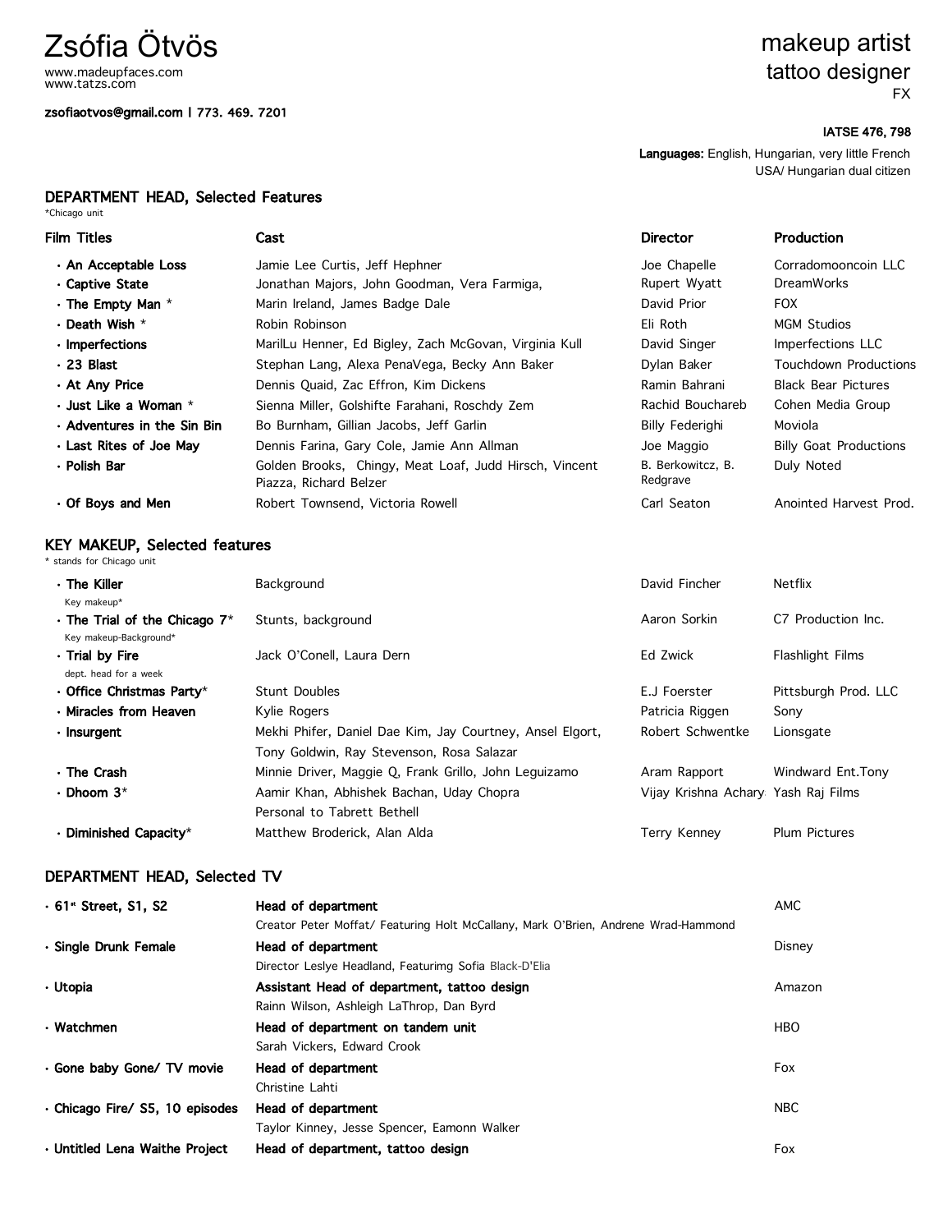# Zsófia Ötvös

www.madeupfaces.com
www.tatzs.com

**zsofiaotvos@gmail.com | 773. 469. 7201**

makeup artist
tattoo designer
FX

**IATSE 476, 798**

**Languages:** English, Hungarian, very little French
USA/ Hungarian dual citizen

## DEPARTMENT HEAD, Selected Features

*Chicago unit

| Film Titles | Cast | Director | Production |
|---|---|---|---|
| · **An Acceptable Loss** | Jamie Lee Curtis, Jeff Hephner | Joe Chapelle | Corradomooncoin LLC |
| · **Captive State** | Jonathan Majors, John Goodman, Vera Farmiga, | Rupert Wyatt | DreamWorks |
| · **The Empty Man** * | Marin Ireland, James Badge Dale | David Prior | FOX |
| · **Death Wish** * | Robin Robinson | Eli Roth | MGM Studios |
| · **Imperfections** | MarilLu Henner, Ed Bigley, Zach McGovan, Virginia Kull | David Singer | Imperfections LLC |
| · **23 Blast** | Stephan Lang, Alexa PenaVega, Becky Ann Baker | Dylan Baker | Touchdown Productions |
| · **At Any Price** | Dennis Quaid, Zac Effron, Kim Dickens | Ramin Bahrani | Black Bear Pictures |
| · **Just Like a Woman** * | Sienna Miller, Golshifte Farahani, Roschdy Zem | Rachid Bouchareb | Cohen Media Group |
| · **Adventures in the Sin Bin** | Bo Burnham, Gillian Jacobs, Jeff Garlin | Billy Federighi | Moviola |
| · **Last Rites of Joe May** | Dennis Farina, Gary Cole, Jamie Ann Allman | Joe Maggio | Billy Goat Productions |
| · **Polish Bar** | Golden Brooks, Chingy, Meat Loaf, Judd Hirsch, Vincent Piazza, Richard Belzer | B. Berkowitcz, B. Redgrave | Duly Noted |
| · **Of Boys and Men** | Robert Townsend, Victoria Rowell | Carl Seaton | Anointed Harvest Prod. |

## KEY MAKEUP, Selected features

\* stands for Chicago unit

| | | | |
|---|---|---|---|
| · **The Killer**<br>Key makeup* | Background | David Fincher | Netflix |
| · **The Trial of the Chicago 7***<br>Key makeup-Background* | Stunts, background | Aaron Sorkin | C7 Production Inc. |
| · **Trial by Fire**<br>dept. head for a week | Jack O'Conell, Laura Dern | Ed Zwick | Flashlight Films |
| · **Office Christmas Party*** | Stunt Doubles | E.J Foerster | Pittsburgh Prod. LLC |
| · **Miracles from Heaven** | Kylie Rogers | Patricia Riggen | Sony |
| · **Insurgent** | Mekhi Phifer, Daniel Dae Kim, Jay Courtney, Ansel Elgort, Tony Goldwin, Ray Stevenson, Rosa Salazar | Robert Schwentke | Lionsgate |
| · **The Crash** | Minnie Driver, Maggie Q, Frank Grillo, John Leguizamo | Aram Rapport | Windward Ent.Tony |
| · **Dhoom 3*** | Aamir Khan, Abhishek Bachan, Uday Chopra<br>Personal to Tabrett Bethell | Vijay Krishna Achary | Yash Raj Films |
| · **Diminished Capacity*** | Matthew Broderick, Alan Alda | Terry Kenney | Plum Pictures |

## DEPARTMENT HEAD, Selected TV

| | | |
|---|---|---|
| · **61st Street, S1, S2** | **Head of department**<br>Creator Peter Moffat/ Featuring Holt McCallany, Mark O'Brien, Andrene Wrad-Hammond | AMC |
| · **Single Drunk Female** | **Head of department**<br>Director Leslye Headland, Featurimg Sofia Black-D'Elia | Disney |
| · **Utopia** | **Assistant Head of department, tattoo design**<br>Rainn Wilson, Ashleigh LaThrop, Dan Byrd | Amazon |
| · **Watchmen** | **Head of department on tandem unit**<br>Sarah Vickers, Edward Crook | HBO |
| · **Gone baby Gone/ TV movie** | **Head of department**<br>Christine Lahti | Fox |
| · **Chicago Fire/ S5, 10 episodes** | **Head of department**<br>Taylor Kinney, Jesse Spencer, Eamonn Walker | NBC |
| · **Untitled Lena Waithe Project** | **Head of department, tattoo design** | Fox |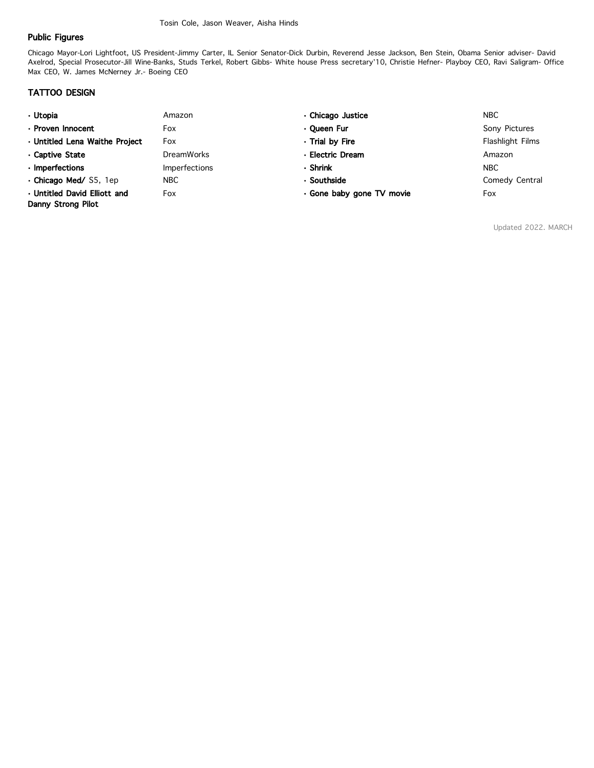Tosin Cole, Jason Weaver, Aisha Hinds

## Public Figures

Chicago Mayor-Lori Lightfoot, US President-Jimmy Carter, IL Senior Senator-Dick Durbin, Reverend Jesse Jackson, Ben Stein, Obama Senior adviser- David Axelrod, Special Prosecutor-Jill Wine-Banks, Studs Terkel, Robert Gibbs- White house Press secretary'10, Christie Hefner- Playboy CEO, Ravi Saligram- Office Max CEO, W. James McNerney Jr.- Boeing CEO

## TATTOO DESIGN

| | | | |
|---|---|---|---|
| · **Utopia** | Amazon | · **Chicago Justice** | NBC |
| · **Proven Innocent** | Fox | · **Queen Fur** | Sony Pictures |
| · **Untitled Lena Waithe Project** | Fox | · **Trial by Fire** | Flashlight Films |
| · **Captive State** | DreamWorks | · **Electric Dream** | Amazon |
| · **Imperfections** | Imperfections | · **Shrink** | NBC |
| · **Chicago Med/** S5, 1ep | NBC | · **Southside** | Comedy Central |
| · **Untitled David Elliott and Danny Strong Pilot** | Fox | · **Gone baby gone TV movie** | Fox |

Updated 2022. MARCH